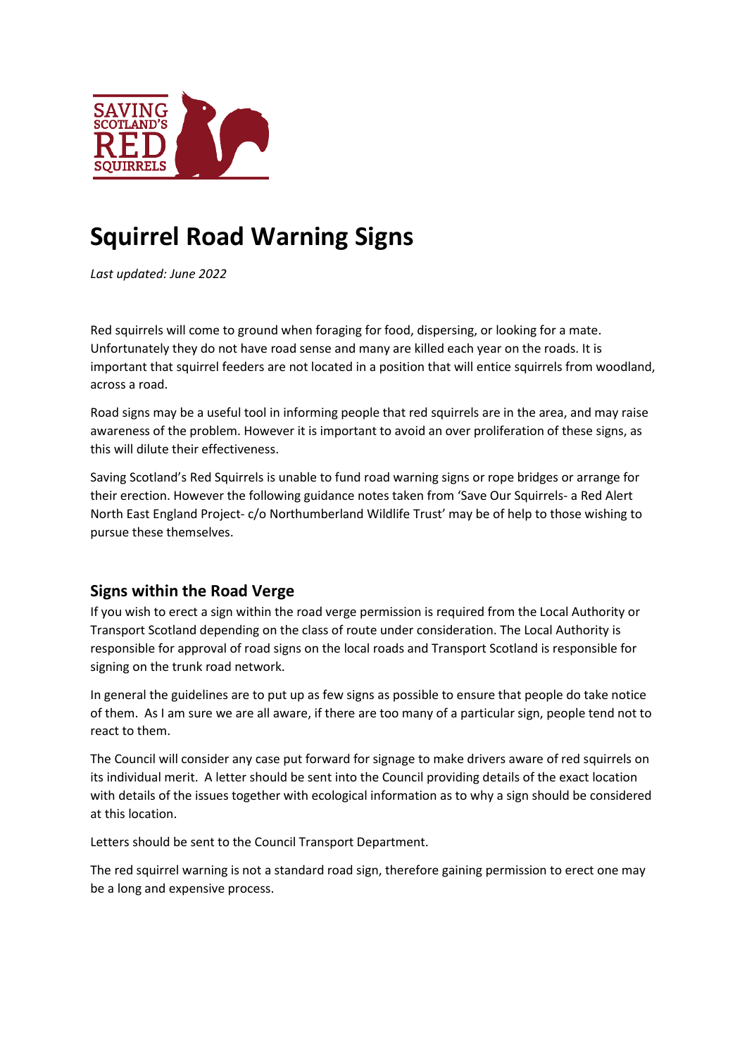# Squirrel Road Warning Signs

*Last updated: June 2022*

Red squirrels will come to ground when foraging for food, dispersing, or looking for a mate. Unfortunately they do not have road sense and many are killed each year on the roads. It is important that squirrel feeders are not located in a position that will entice squirrels from woodland, across a road.

Road signs may be a useful tool in informing people that red squirrels are in the area, and may raise awareness of the problem. However it is important to avoid an over proliferation of these signs, as this will dilute their effectiveness.

Saving Scotland's Red Squirrels is unable to fund road warning signs or rope bridges or arrange for their erection. However the following guidance notes taken from 'Save Our Squirrels- a Red Alert North East England Project- c/o Northumberland Wildlife Trust' may be of help to those wishing to pursue these themselves.

## Signs within the Road Verge

If you wish to erect a sign within the road verge permission is required from the Local Authority or Transport Scotland depending on the class of route under consideration. The Local Authority is responsible for approval of road signs on the local roads and Transport Scotland is responsible for signing on the trunk road network.

In general the guidelines are to put up as few signs as possible to ensure that people do take notice of them. As I am sure we are all aware, if there are too many of a particular sign, people tend not to react to them.

The Council will consider any case put forward for signage to make drivers aware of red squirrels on its individual merit. A letter should be sent into the Council providing details of the exact location with details of the issues together with ecological information as to why a sign should be considered at this location.

Letters should be sent to the Council Transport Department.

The red squirrel warning is not a standard road sign, therefore gaining permission to erect one may be a long and expensive process.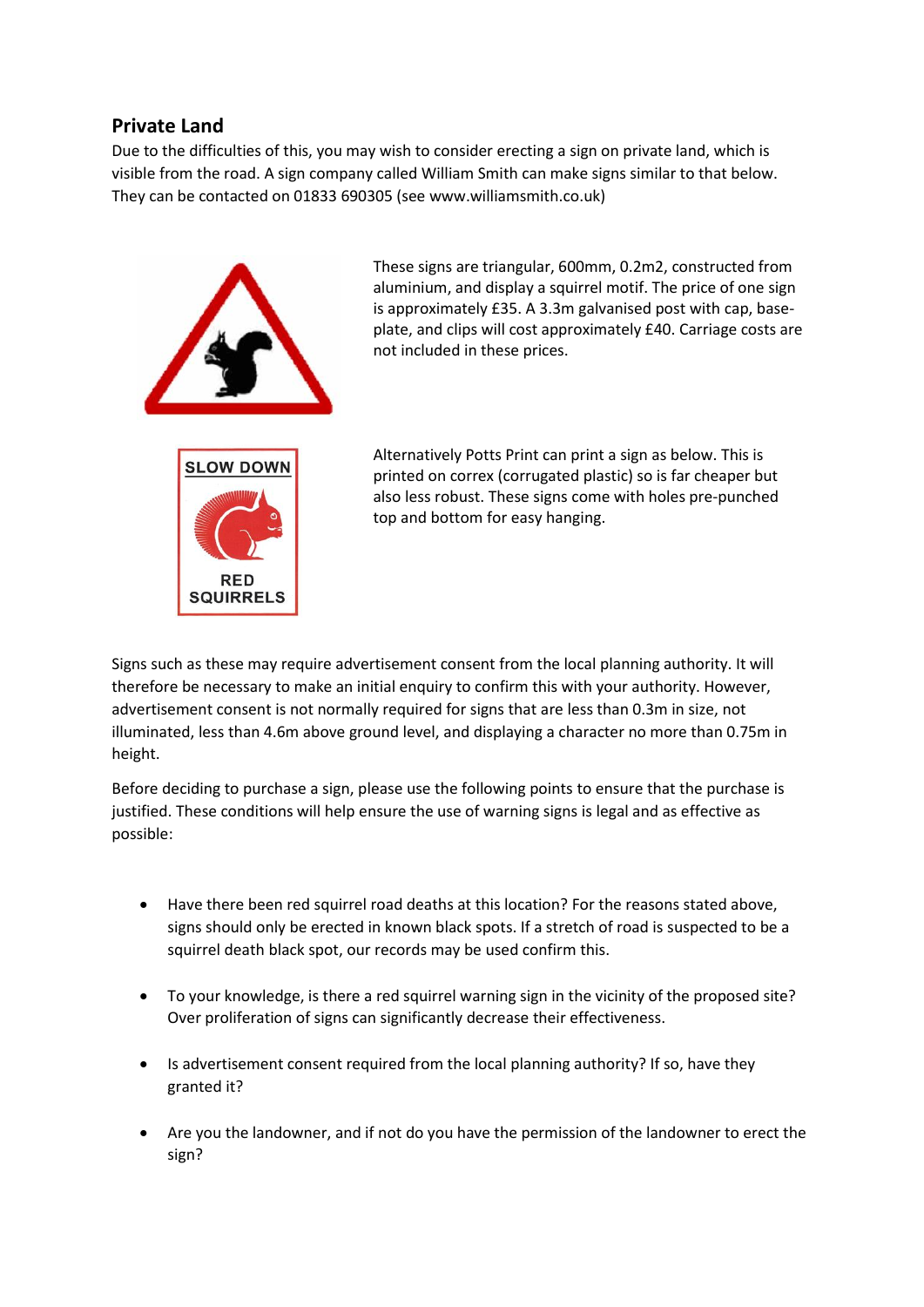## Private Land

Due to the difficulties of this, you may wish to consider erecting a sign on private land, which is visible from the road. A sign company called William Smith can make signs similar to that below. They can be contacted on 01833 690305 (see www.williamsmith.co.uk)

These signs are triangular, 600mm, 0.2m2, constructed from aluminium, and display a squirrel motif. The price of one sign is approximately £35. A 3.3m galvanised post with cap, base-plate, and clips will cost approximately £40. Carriage costs are not included in these prices.

Alternatively Potts Print can print a sign as below. This is printed on correx (corrugated plastic) so is far cheaper but also less robust. These signs come with holes pre-punched top and bottom for easy hanging.

Signs such as these may require advertisement consent from the local planning authority. It will therefore be necessary to make an initial enquiry to confirm this with your authority. However, advertisement consent is not normally required for signs that are less than 0.3m in size, not illuminated, less than 4.6m above ground level, and displaying a character no more than 0.75m in height.

Before deciding to purchase a sign, please use the following points to ensure that the purchase is justified. These conditions will help ensure the use of warning signs is legal and as effective as possible:

- Have there been red squirrel road deaths at this location? For the reasons stated above, signs should only be erected in known black spots. If a stretch of road is suspected to be a squirrel death black spot, our records may be used confirm this.
- To your knowledge, is there a red squirrel warning sign in the vicinity of the proposed site? Over proliferation of signs can significantly decrease their effectiveness.
- Is advertisement consent required from the local planning authority? If so, have they granted it?
- Are you the landowner, and if not do you have the permission of the landowner to erect the sign?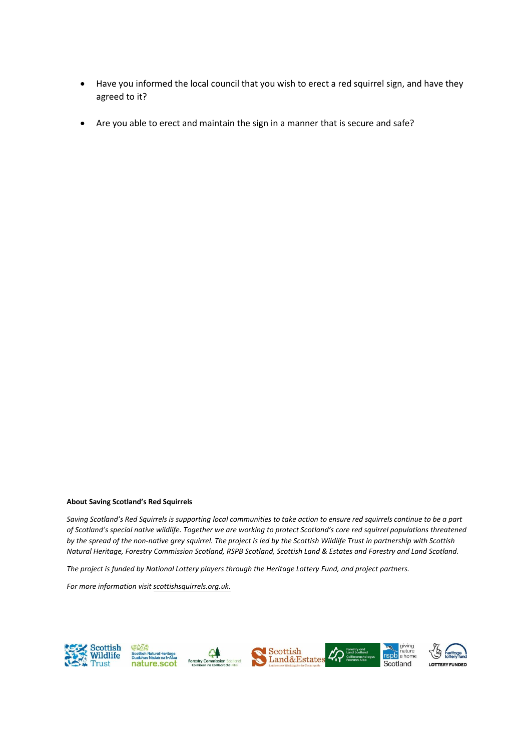- Have you informed the local council that you wish to erect a red squirrel sign, and have they agreed to it?

- Are you able to erect and maintain the sign in a manner that is secure and safe?

**About Saving Scotland's Red Squirrels**

*Saving Scotland's Red Squirrels is supporting local communities to take action to ensure red squirrels continue to be a part of Scotland's special native wildlife. Together we are working to protect Scotland's core red squirrel populations threatened by the spread of the non-native grey squirrel. The project is led by the Scottish Wildlife Trust in partnership with Scottish Natural Heritage, Forestry Commission Scotland, RSPB Scotland, Scottish Land & Estates and Forestry and Land Scotland.*

*The project is funded by National Lottery players through the Heritage Lottery Fund, and project partners.*

*For more information visit scottishsquirrels.org.uk.*